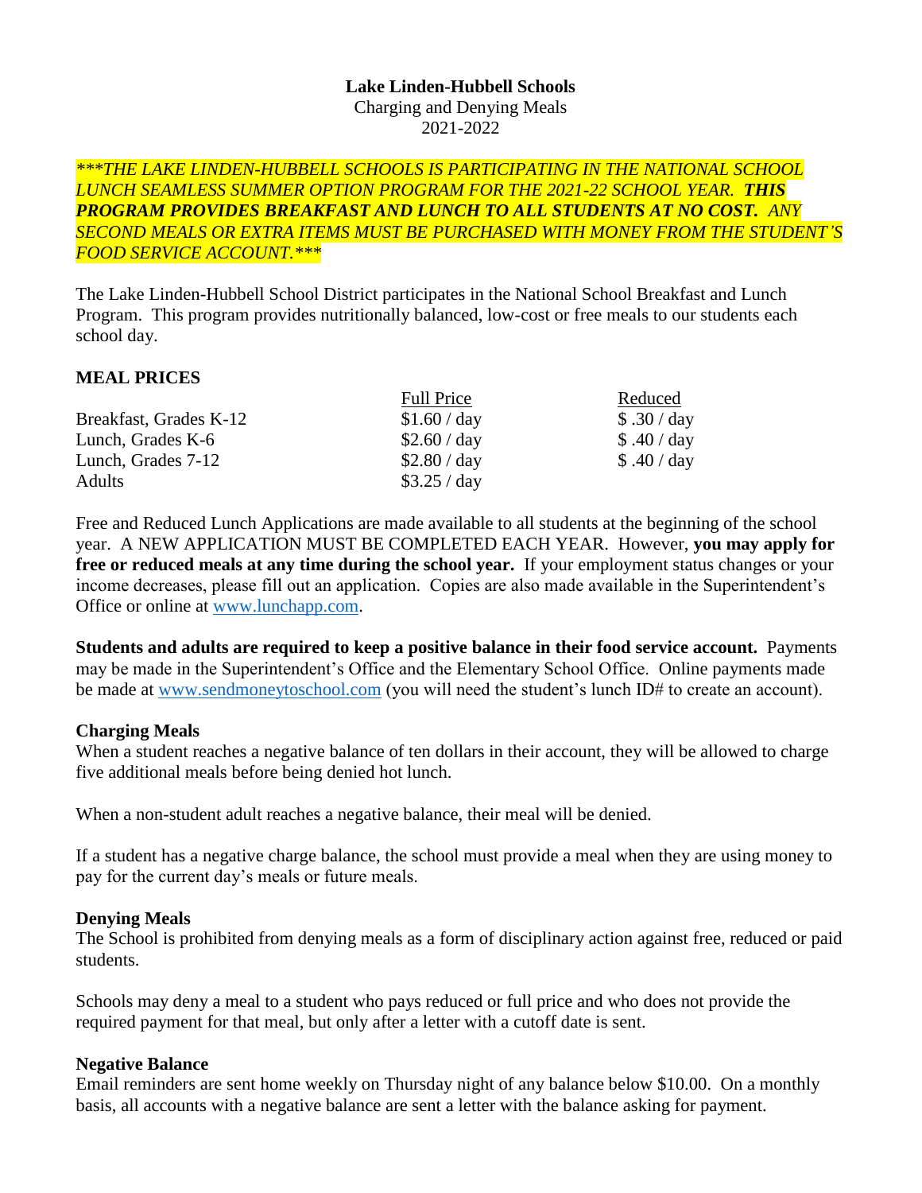**Lake Linden-Hubbell Schools**
Charging and Denying Meals
2021-2022

*\*\*\*THE LAKE LINDEN-HUBBELL SCHOOLS IS PARTICIPATING IN THE NATIONAL SCHOOL LUNCH SEAMLESS SUMMER OPTION PROGRAM FOR THE 2021-22 SCHOOL YEAR.* ***THIS PROGRAM PROVIDES BREAKFAST AND LUNCH TO ALL STUDENTS AT NO COST.*** *ANY SECOND MEALS OR EXTRA ITEMS MUST BE PURCHASED WITH MONEY FROM THE STUDENT'S FOOD SERVICE ACCOUNT.\*\*\**

The Lake Linden-Hubbell School District participates in the National School Breakfast and Lunch Program. This program provides nutritionally balanced, low-cost or free meals to our students each school day.

**MEAL PRICES**

| | Full Price | Reduced |
|---|---|---|
| Breakfast, Grades K-12 | $1.60 / day | $ .30 / day |
| Lunch, Grades K-6 | $2.60 / day | $ .40 / day |
| Lunch, Grades 7-12 | $2.80 / day | $ .40 / day |
| Adults | $3.25 / day | |

Free and Reduced Lunch Applications are made available to all students at the beginning of the school year. A NEW APPLICATION MUST BE COMPLETED EACH YEAR. However, **you may apply for free or reduced meals at any time during the school year.** If your employment status changes or your income decreases, please fill out an application. Copies are also made available in the Superintendent's Office or online at www.lunchapp.com.

**Students and adults are required to keep a positive balance in their food service account.** Payments may be made in the Superintendent's Office and the Elementary School Office. Online payments made be made at www.sendmoneytoschool.com (you will need the student's lunch ID# to create an account).

**Charging Meals**

When a student reaches a negative balance of ten dollars in their account, they will be allowed to charge five additional meals before being denied hot lunch.

When a non-student adult reaches a negative balance, their meal will be denied.

If a student has a negative charge balance, the school must provide a meal when they are using money to pay for the current day's meals or future meals.

**Denying Meals**

The School is prohibited from denying meals as a form of disciplinary action against free, reduced or paid students.

Schools may deny a meal to a student who pays reduced or full price and who does not provide the required payment for that meal, but only after a letter with a cutoff date is sent.

**Negative Balance**

Email reminders are sent home weekly on Thursday night of any balance below $10.00. On a monthly basis, all accounts with a negative balance are sent a letter with the balance asking for payment.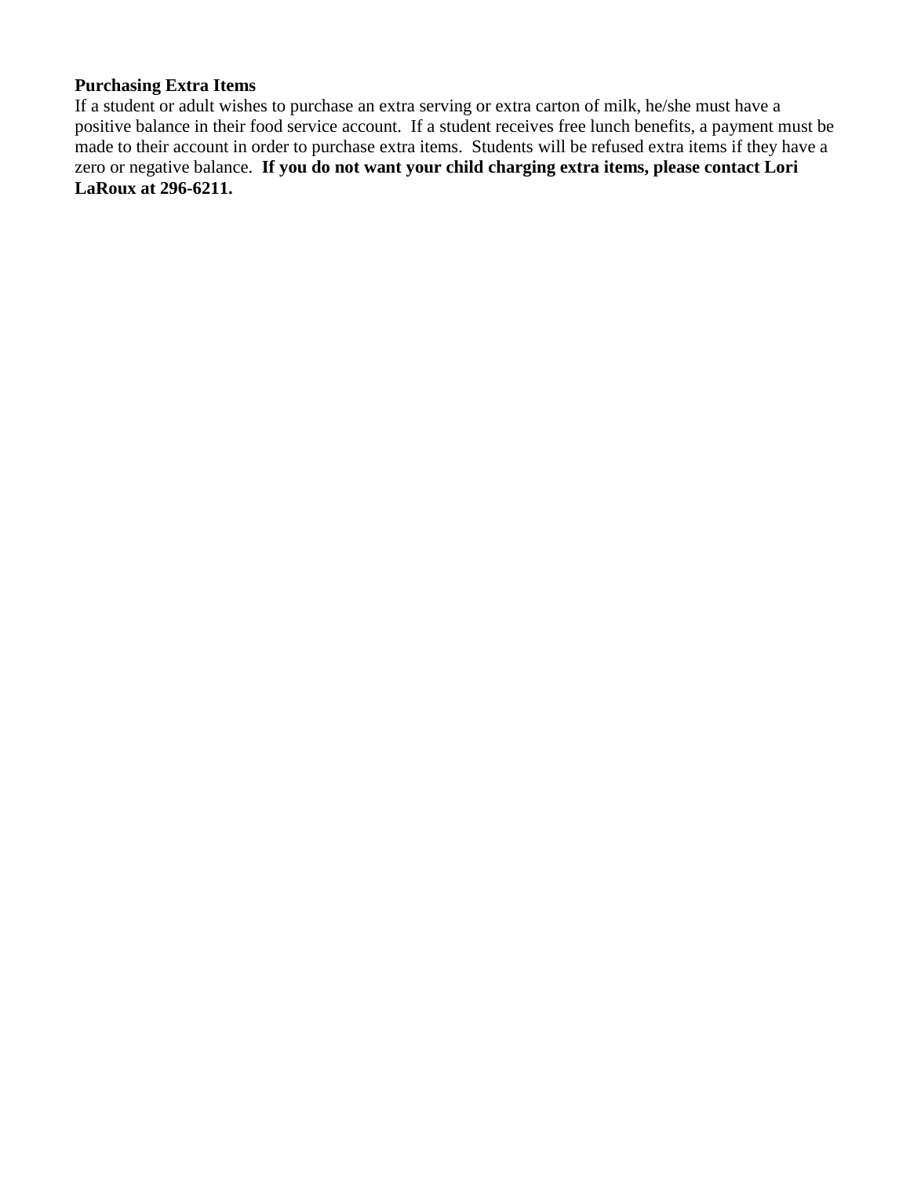**Purchasing Extra Items**

If a student or adult wishes to purchase an extra serving or extra carton of milk, he/she must have a positive balance in their food service account. If a student receives free lunch benefits, a payment must be made to their account in order to purchase extra items. Students will be refused extra items if they have a zero or negative balance. **If you do not want your child charging extra items, please contact Lori LaRoux at 296-6211.**